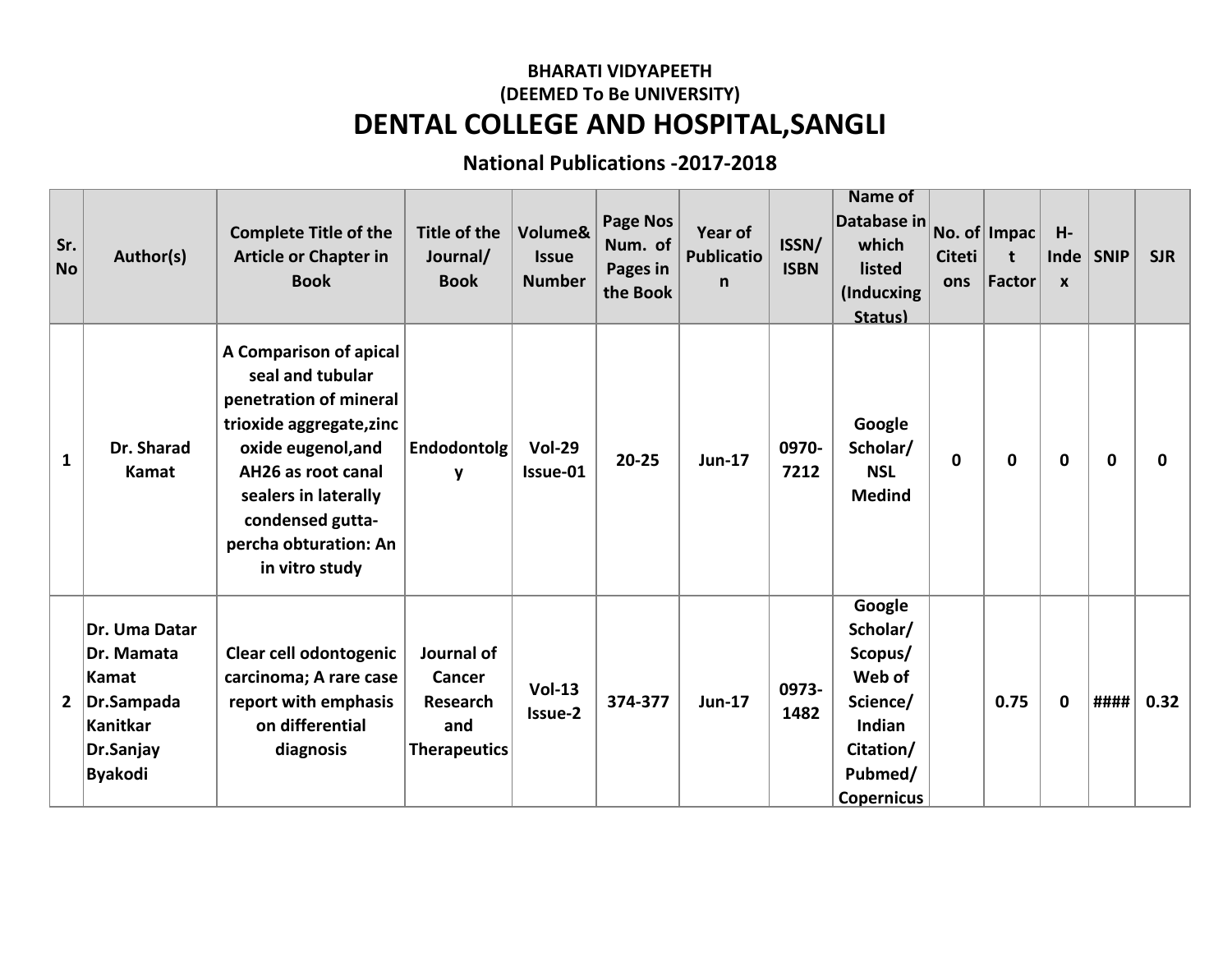**BHARATI VIDYAPEETH**
**(DEEMED To Be UNIVERSITY)**

# DENTAL COLLEGE AND HOSPITAL,SANGLI

## National Publications -2017-2018

| Sr. No | Author(s) | Complete Title of the Article or Chapter in Book | Title of the Journal/ Book | Volume& Issue Number | Page Nos Num. of Pages in the Book | Year of Publication | ISSN/ ISBN | Name of Database in which listed (Inducxing Status) | No. of Citetions | Impact Factor | H-Index | SNIP | SJR |
|---|---|---|---|---|---|---|---|---|---|---|---|---|---|
| 1 | Dr. Sharad Kamat | A Comparison of apical seal and tubular penetration of mineral trioxide aggregate,zinc oxide eugenol,and AH26 as root canal sealers in laterally condensed gutta-percha obturation: An in vitro study | Endodontolgy | Vol-29 Issue-01 | 20-25 | Jun-17 | 0970-7212 | Google Scholar/ NSL Medind | 0 | 0 | 0 | 0 | 0 |
| 2 | Dr. Uma Datar Dr. Mamata Kamat Dr.Sampada Kanitkar Dr.Sanjay Byakodi | Clear cell odontogenic carcinoma; A rare case report with emphasis on differential diagnosis | Journal of Cancer Research and Therapeutics | Vol-13 Issue-2 | 374-377 | Jun-17 | 0973-1482 | Google Scholar/ Scopus/ Web of Science/ Indian Citation/ Pubmed/ Copernicus | | 0.75 | 0 | #### | 0.32 |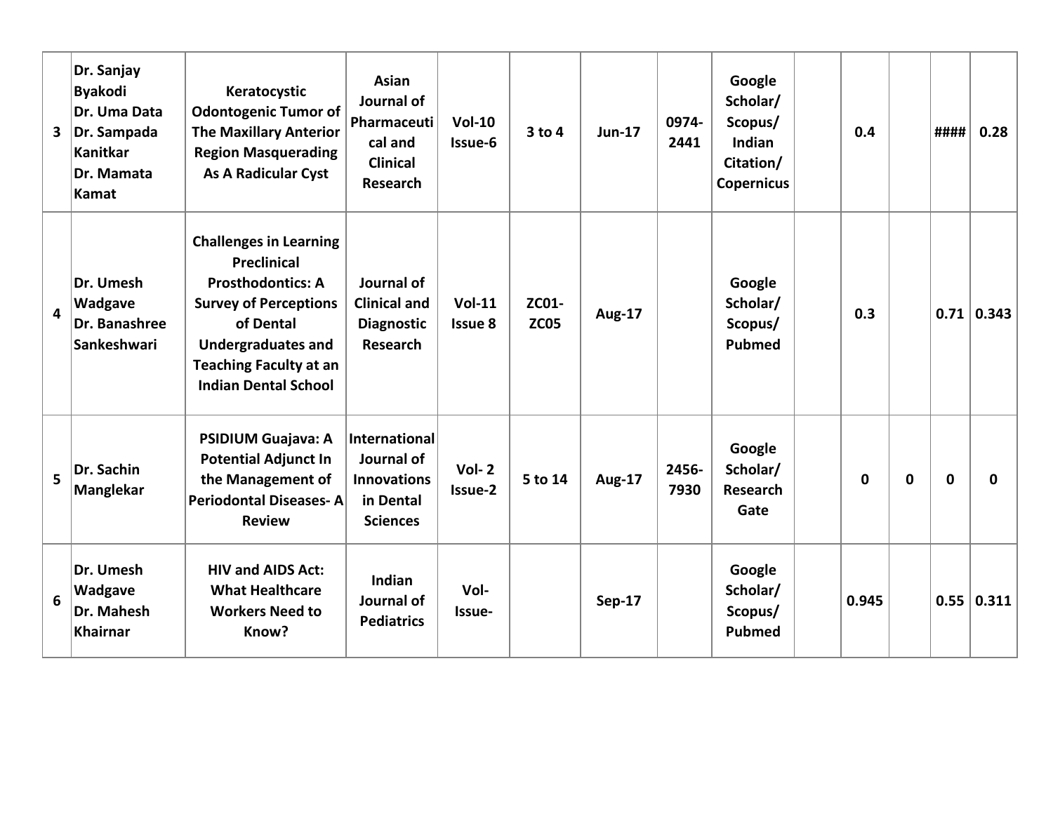| 3 | Dr. Sanjay Byakodi<br>Dr. Uma Data<br>Dr. Sampada Kanitkar<br>Dr. Mamata Kamat | Keratocystic Odontogenic Tumor of The Maxillary Anterior Region Masquerading As A Radicular Cyst | Asian Journal of Pharmaceutical and Clinical Research | Vol-10 Issue-6 | 3 to 4 | Jun-17 | 0974-2441 | Google Scholar/ Scopus/ Indian Citation/ Copernicus | | 0.4 | | #### | 0.28 |
|---|---|---|---|---|---|---|---|---|---|---|---|---|---|
| 4 | Dr. Umesh Wadgave<br>Dr. Banashree Sankeshwari | Challenges in Learning Preclinical Prosthodontics: A Survey of Perceptions of Dental Undergraduates and Teaching Faculty at an Indian Dental School | Journal of Clinical and Diagnostic Research | Vol-11 Issue 8 | ZC01-ZC05 | Aug-17 | | Google Scholar/ Scopus/ Pubmed | | 0.3 | | 0.71 | 0.343 |
| 5 | Dr. Sachin Manglekar | PSIDIUM Guajava: A Potential Adjunct In the Management of Periodontal Diseases- A Review | International Journal of Innovations in Dental Sciences | Vol- 2 Issue-2 | 5 to 14 | Aug-17 | 2456-7930 | Google Scholar/ Research Gate | | 0 | 0 | 0 | 0 |
| 6 | Dr. Umesh Wadgave<br>Dr. Mahesh Khairnar | HIV and AIDS Act: What Healthcare Workers Need to Know? | Indian Journal of Pediatrics | Vol- Issue- | | Sep-17 | | Google Scholar/ Scopus/ Pubmed | | 0.945 | | 0.55 | 0.311 |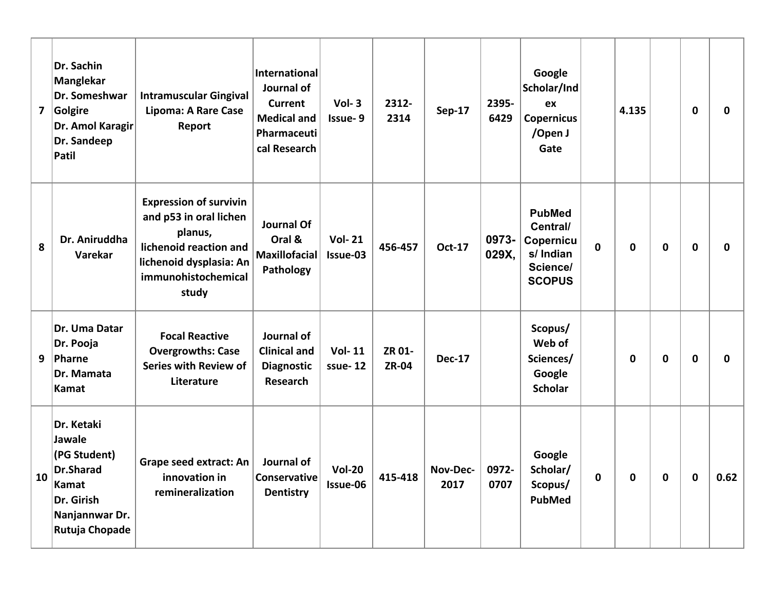| | | | | | | | | | | | | | |
|---|---|---|---|---|---|---|---|---|---|---|---|---|---|
| **7** | **Dr. Sachin Manglekar Dr. Someshwar Golgire Dr. Amol Karagir Dr. Sandeep Patil** | **Intramuscular Gingival Lipoma: A Rare Case Report** | **International Journal of Current Medical and Pharmaceutical Research** | **Vol- 3 Issue- 9** | **2312-2314** | **Sep-17** | **2395-6429** | **Google Scholar/Index Copernicus /Open J Gate** | | **4.135** | | **0** | **0** |
| **8** | **Dr. Aniruddha Varekar** | **Expression of survivin and p53 in oral lichen planus, lichenoid reaction and lichenoid dysplasia: An immunohistochemical study** | **Journal Of Oral & Maxillofacial Pathology** | **Vol- 21 Issue-03** | **456-457** | **Oct-17** | **0973-029X,** | **PubMed Central/ Copernicus/ Indian Science/ SCOPUS** | **0** | **0** | **0** | **0** | **0** |
| **9** | **Dr. Uma Datar Dr. Pooja Pharne Dr. Mamata Kamat** | **Focal Reactive Overgrowths: Case Series with Review of Literature** | **Journal of Clinical and Diagnostic Research** | **Vol- 11 ssue- 12** | **ZR 01-ZR-04** | **Dec-17** | | **Scopus/ Web of Sciences/ Google Scholar** | | **0** | **0** | **0** | **0** |
| **10** | **Dr. Ketaki Jawale (PG Student) Dr.Sharad Kamat Dr. Girish Nanjannwar Dr. Rutuja Chopade** | **Grape seed extract: An innovation in remineralization** | **Journal of Conservative Dentistry** | **Vol-20 Issue-06** | **415-418** | **Nov-Dec-2017** | **0972-0707** | **Google Scholar/ Scopus/ PubMed** | **0** | **0** | **0** | **0** | **0.62** |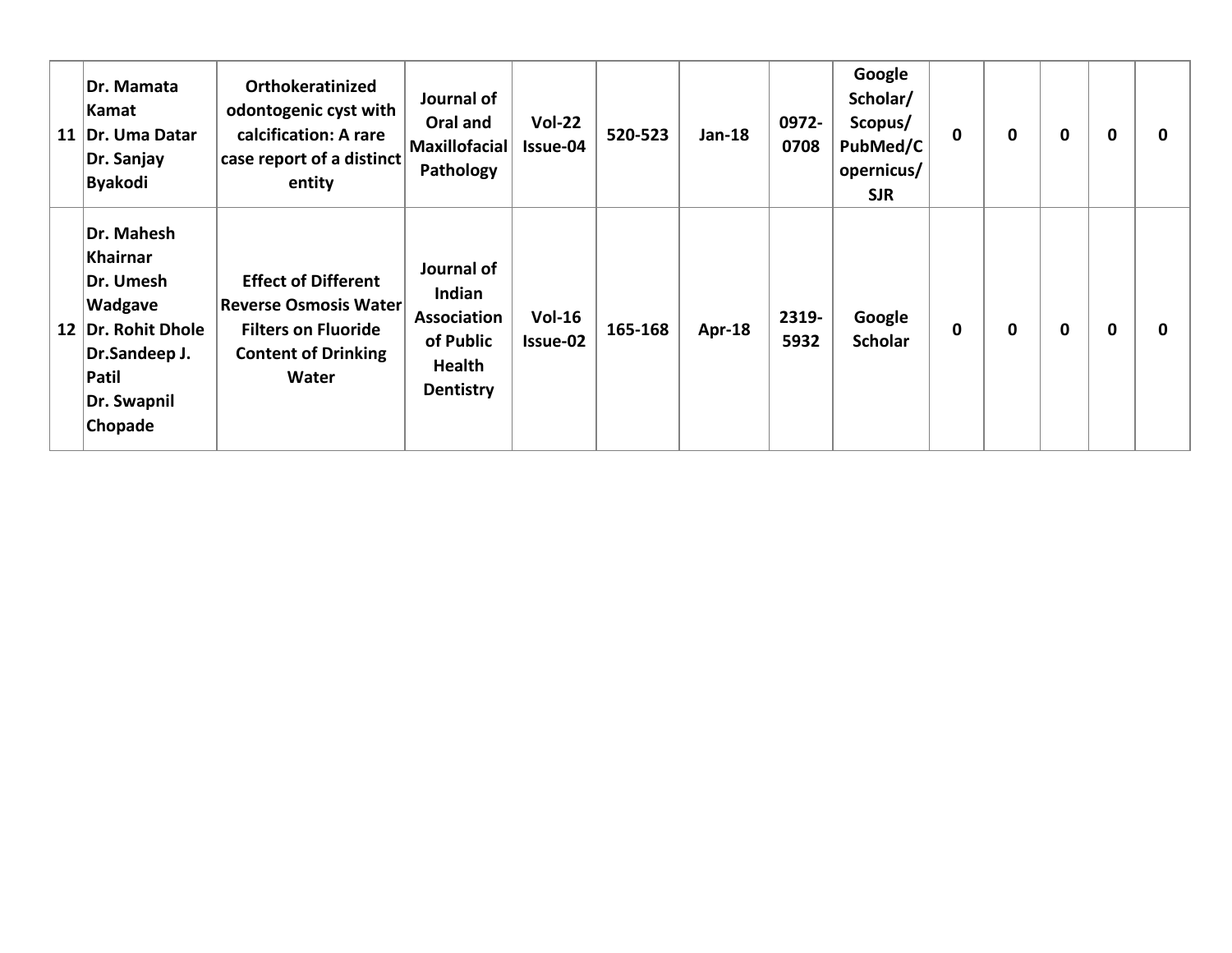| | | | | | | | | | | | | | |
|---|---|---|---|---|---|---|---|---|---|---|---|---|---|
| **11** | **Dr. Mamata Kamat Dr. Uma Datar Dr. Sanjay Byakodi** | **Orthokeratinized odontogenic cyst with calcification: A rare case report of a distinct entity** | **Journal of Oral and Maxillofacial Pathology** | **Vol-22 Issue-04** | **520-523** | **Jan-18** | **0972-0708** | **Google Scholar/ Scopus/ PubMed/Copernicus/ SJR** | **0** | **0** | **0** | **0** | **0** |
| **12** | **Dr. Mahesh Khairnar Dr. Umesh Wadgave Dr. Rohit Dhole Dr.Sandeep J. Patil Dr. Swapnil Chopade** | **Effect of Different Reverse Osmosis Water Filters on Fluoride Content of Drinking Water** | **Journal of Indian Association of Public Health Dentistry** | **Vol-16 Issue-02** | **165-168** | **Apr-18** | **2319-5932** | **Google Scholar** | **0** | **0** | **0** | **0** | **0** |